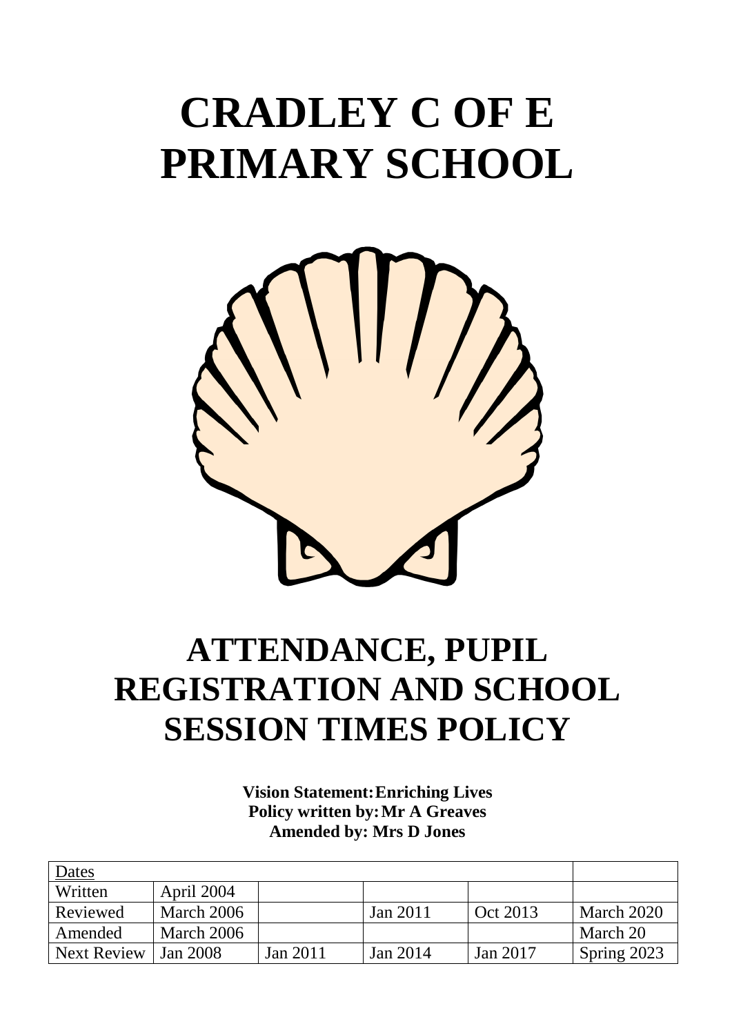# CRADLEY C OF E PRIMARY SCHOOL

# ATTENDANCE, PUPIL REGISTRATION AND SCHOOL SESSION TIMES POLICY

**Vision Statement: Enriching Lives**
**Policy written by: Mr A Greaves**
**Amended by: Mrs D Jones**

| Dates | | | | | |
|---|---|---|---|---|---|
| Written | April 2004 | | | | |
| Reviewed | March 2006 | | Jan 2011 | Oct 2013 | March 2020 |
| Amended | March 2006 | | | | March 20 |
| Next Review | Jan 2008 | Jan 2011 | Jan 2014 | Jan 2017 | Spring 2023 |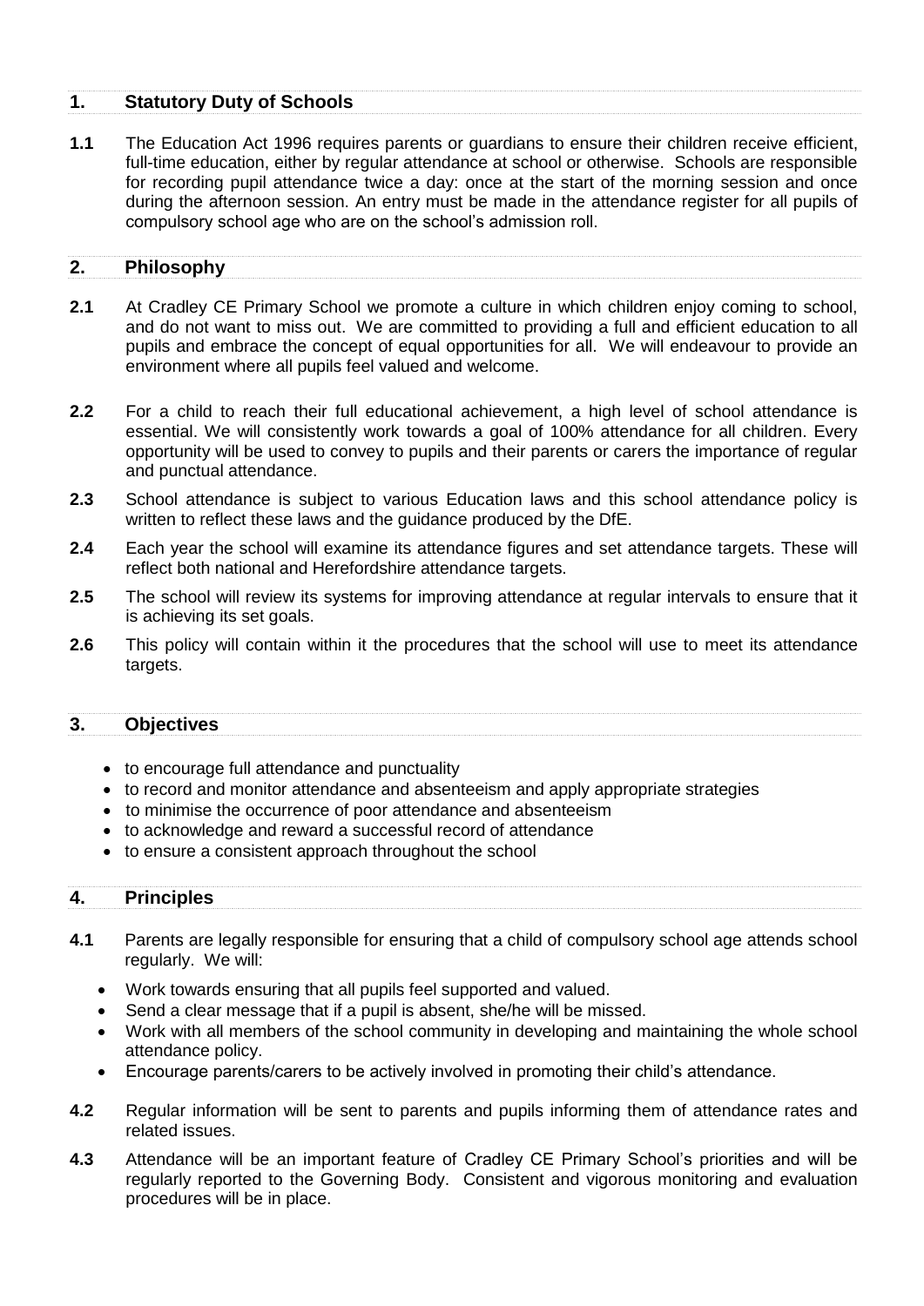## 1. Statutory Duty of Schools

**1.1** The Education Act 1996 requires parents or guardians to ensure their children receive efficient, full-time education, either by regular attendance at school or otherwise. Schools are responsible for recording pupil attendance twice a day: once at the start of the morning session and once during the afternoon session. An entry must be made in the attendance register for all pupils of compulsory school age who are on the school's admission roll.

## 2. Philosophy

**2.1** At Cradley CE Primary School we promote a culture in which children enjoy coming to school, and do not want to miss out. We are committed to providing a full and efficient education to all pupils and embrace the concept of equal opportunities for all. We will endeavour to provide an environment where all pupils feel valued and welcome.

**2.2** For a child to reach their full educational achievement, a high level of school attendance is essential. We will consistently work towards a goal of 100% attendance for all children. Every opportunity will be used to convey to pupils and their parents or carers the importance of regular and punctual attendance.

**2.3** School attendance is subject to various Education laws and this school attendance policy is written to reflect these laws and the guidance produced by the DfE.

**2.4** Each year the school will examine its attendance figures and set attendance targets. These will reflect both national and Herefordshire attendance targets.

**2.5** The school will review its systems for improving attendance at regular intervals to ensure that it is achieving its set goals.

**2.6** This policy will contain within it the procedures that the school will use to meet its attendance targets.

## 3. Objectives

- to encourage full attendance and punctuality
- to record and monitor attendance and absenteeism and apply appropriate strategies
- to minimise the occurrence of poor attendance and absenteeism
- to acknowledge and reward a successful record of attendance
- to ensure a consistent approach throughout the school

## 4. Principles

**4.1** Parents are legally responsible for ensuring that a child of compulsory school age attends school regularly. We will:

- Work towards ensuring that all pupils feel supported and valued.
- Send a clear message that if a pupil is absent, she/he will be missed.
- Work with all members of the school community in developing and maintaining the whole school attendance policy.
- Encourage parents/carers to be actively involved in promoting their child's attendance.

**4.2** Regular information will be sent to parents and pupils informing them of attendance rates and related issues.

**4.3** Attendance will be an important feature of Cradley CE Primary School's priorities and will be regularly reported to the Governing Body. Consistent and vigorous monitoring and evaluation procedures will be in place.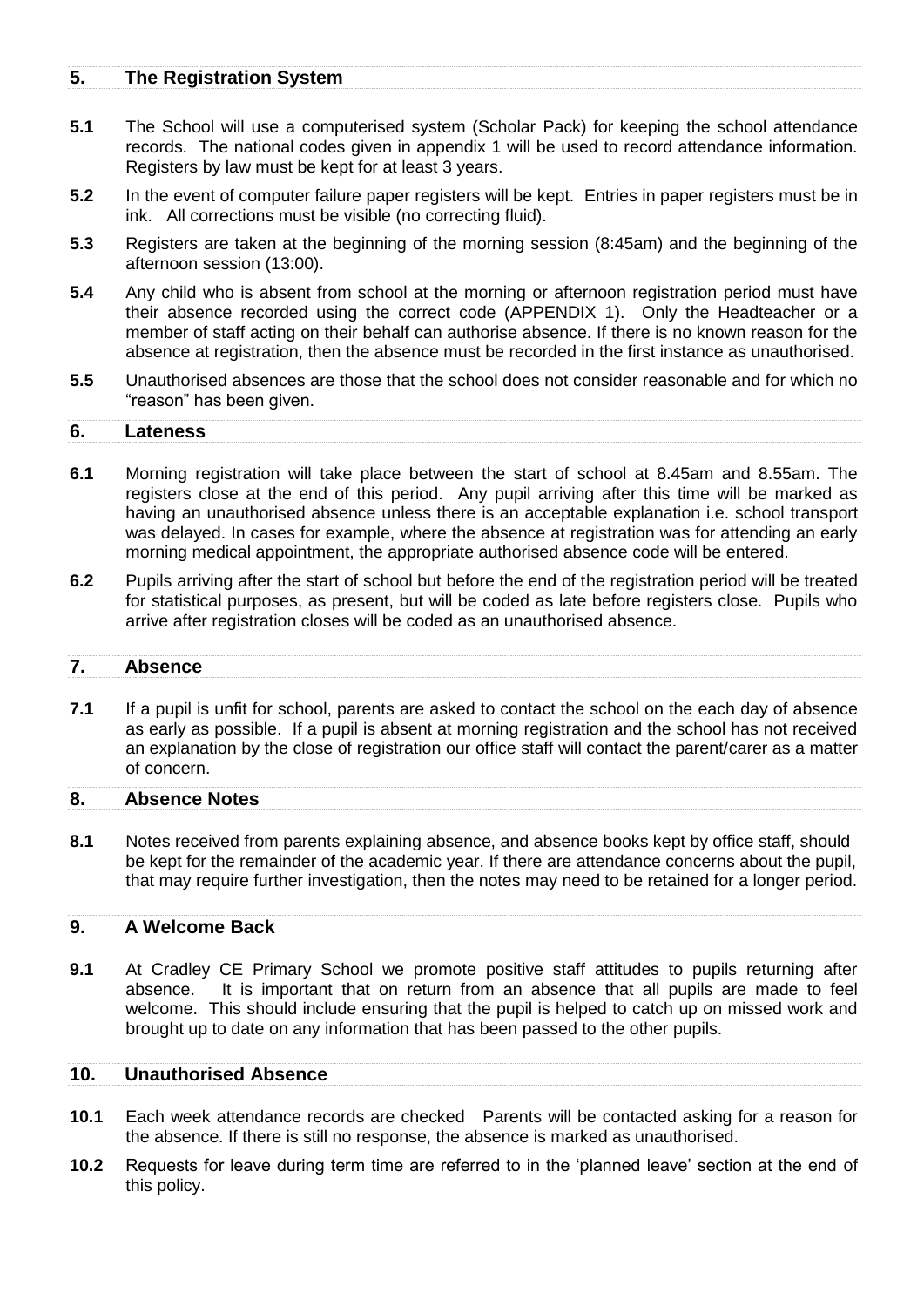## 5. The Registration System

**5.1** The School will use a computerised system (Scholar Pack) for keeping the school attendance records. The national codes given in appendix 1 will be used to record attendance information. Registers by law must be kept for at least 3 years.

**5.2** In the event of computer failure paper registers will be kept. Entries in paper registers must be in ink. All corrections must be visible (no correcting fluid).

**5.3** Registers are taken at the beginning of the morning session (8:45am) and the beginning of the afternoon session (13:00).

**5.4** Any child who is absent from school at the morning or afternoon registration period must have their absence recorded using the correct code (APPENDIX 1). Only the Headteacher or a member of staff acting on their behalf can authorise absence. If there is no known reason for the absence at registration, then the absence must be recorded in the first instance as unauthorised.

**5.5** Unauthorised absences are those that the school does not consider reasonable and for which no "reason" has been given.

## 6. Lateness

**6.1** Morning registration will take place between the start of school at 8.45am and 8.55am. The registers close at the end of this period. Any pupil arriving after this time will be marked as having an unauthorised absence unless there is an acceptable explanation i.e. school transport was delayed. In cases for example, where the absence at registration was for attending an early morning medical appointment, the appropriate authorised absence code will be entered.

**6.2** Pupils arriving after the start of school but before the end of the registration period will be treated for statistical purposes, as present, but will be coded as late before registers close. Pupils who arrive after registration closes will be coded as an unauthorised absence.

## 7. Absence

**7.1** If a pupil is unfit for school, parents are asked to contact the school on the each day of absence as early as possible. If a pupil is absent at morning registration and the school has not received an explanation by the close of registration our office staff will contact the parent/carer as a matter of concern.

## 8. Absence Notes

**8.1** Notes received from parents explaining absence, and absence books kept by office staff, should be kept for the remainder of the academic year. If there are attendance concerns about the pupil, that may require further investigation, then the notes may need to be retained for a longer period.

## 9. A Welcome Back

**9.1** At Cradley CE Primary School we promote positive staff attitudes to pupils returning after absence. It is important that on return from an absence that all pupils are made to feel welcome. This should include ensuring that the pupil is helped to catch up on missed work and brought up to date on any information that has been passed to the other pupils.

## 10. Unauthorised Absence

**10.1** Each week attendance records are checked Parents will be contacted asking for a reason for the absence. If there is still no response, the absence is marked as unauthorised.

**10.2** Requests for leave during term time are referred to in the 'planned leave' section at the end of this policy.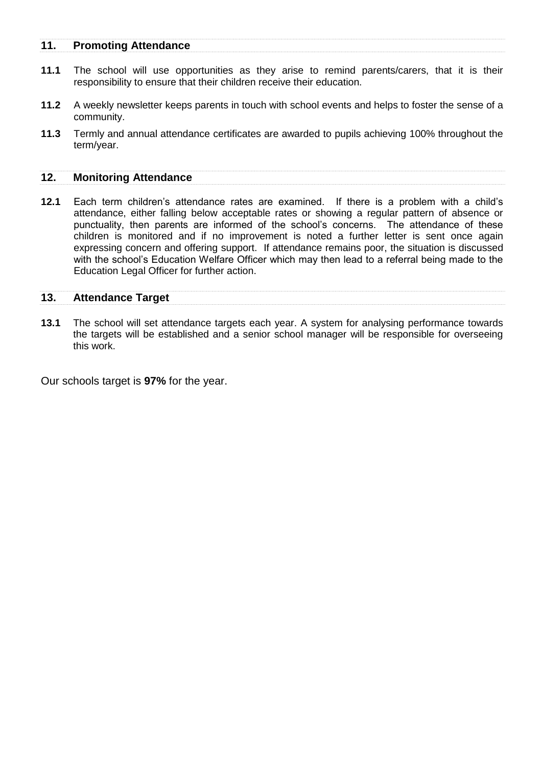## 11. Promoting Attendance

**11.1** The school will use opportunities as they arise to remind parents/carers, that it is their responsibility to ensure that their children receive their education.

**11.2** A weekly newsletter keeps parents in touch with school events and helps to foster the sense of a community.

**11.3** Termly and annual attendance certificates are awarded to pupils achieving 100% throughout the term/year.

## 12. Monitoring Attendance

**12.1** Each term children's attendance rates are examined. If there is a problem with a child's attendance, either falling below acceptable rates or showing a regular pattern of absence or punctuality, then parents are informed of the school's concerns. The attendance of these children is monitored and if no improvement is noted a further letter is sent once again expressing concern and offering support. If attendance remains poor, the situation is discussed with the school's Education Welfare Officer which may then lead to a referral being made to the Education Legal Officer for further action.

## 13. Attendance Target

**13.1** The school will set attendance targets each year. A system for analysing performance towards the targets will be established and a senior school manager will be responsible for overseeing this work.

Our schools target is **97%** for the year.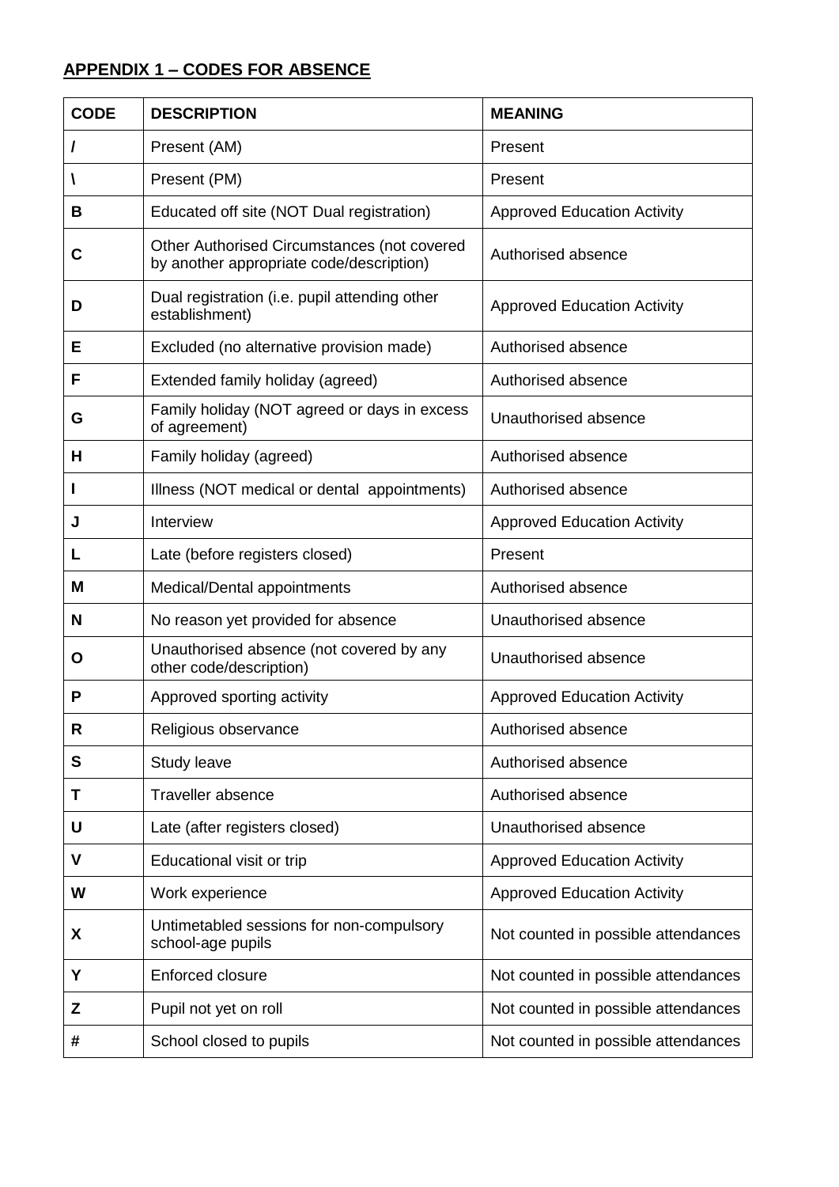## APPENDIX 1 – CODES FOR ABSENCE

| CODE | DESCRIPTION | MEANING |
|---|---|---|
| **/** | Present (AM) | Present |
| **\** | Present (PM) | Present |
| **B** | Educated off site (NOT Dual registration) | Approved Education Activity |
| **C** | Other Authorised Circumstances (not covered by another appropriate code/description) | Authorised absence |
| **D** | Dual registration (i.e. pupil attending other establishment) | Approved Education Activity |
| **E** | Excluded (no alternative provision made) | Authorised absence |
| **F** | Extended family holiday (agreed) | Authorised absence |
| **G** | Family holiday (NOT agreed or days in excess of agreement) | Unauthorised absence |
| **H** | Family holiday (agreed) | Authorised absence |
| **I** | Illness (NOT medical or dental appointments) | Authorised absence |
| **J** | Interview | Approved Education Activity |
| **L** | Late (before registers closed) | Present |
| **M** | Medical/Dental appointments | Authorised absence |
| **N** | No reason yet provided for absence | Unauthorised absence |
| **O** | Unauthorised absence (not covered by any other code/description) | Unauthorised absence |
| **P** | Approved sporting activity | Approved Education Activity |
| **R** | Religious observance | Authorised absence |
| **S** | Study leave | Authorised absence |
| **T** | Traveller absence | Authorised absence |
| **U** | Late (after registers closed) | Unauthorised absence |
| **V** | Educational visit or trip | Approved Education Activity |
| **W** | Work experience | Approved Education Activity |
| **X** | Untimetabled sessions for non-compulsory school-age pupils | Not counted in possible attendances |
| **Y** | Enforced closure | Not counted in possible attendances |
| **Z** | Pupil not yet on roll | Not counted in possible attendances |
| **#** | School closed to pupils | Not counted in possible attendances |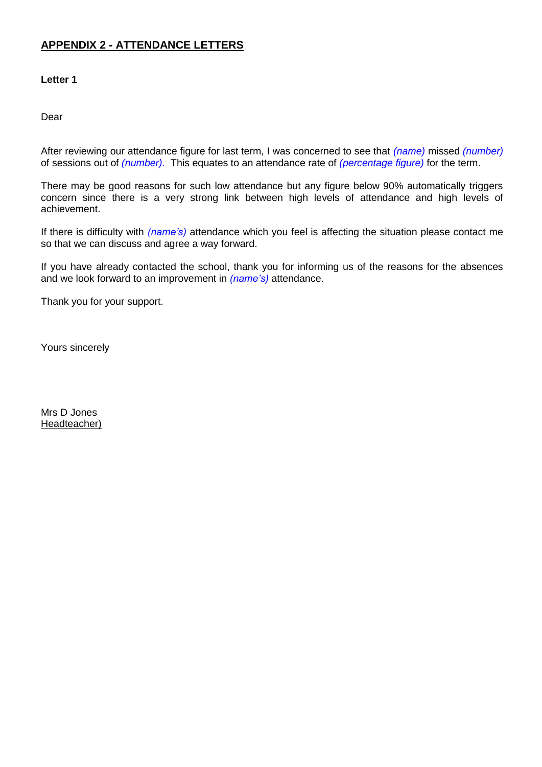## APPENDIX 2 - ATTENDANCE LETTERS

**Letter 1**

Dear

After reviewing our attendance figure for last term, I was concerned to see that *(name)* missed *(number)* of sessions out of *(number).* This equates to an attendance rate of *(percentage figure)* for the term.

There may be good reasons for such low attendance but any figure below 90% automatically triggers concern since there is a very strong link between high levels of attendance and high levels of achievement.

If there is difficulty with *(name's)* attendance which you feel is affecting the situation please contact me so that we can discuss and agree a way forward.

If you have already contacted the school, thank you for informing us of the reasons for the absences and we look forward to an improvement in *(name's)* attendance.

Thank you for your support.

Yours sincerely

Mrs D Jones
Headteacher)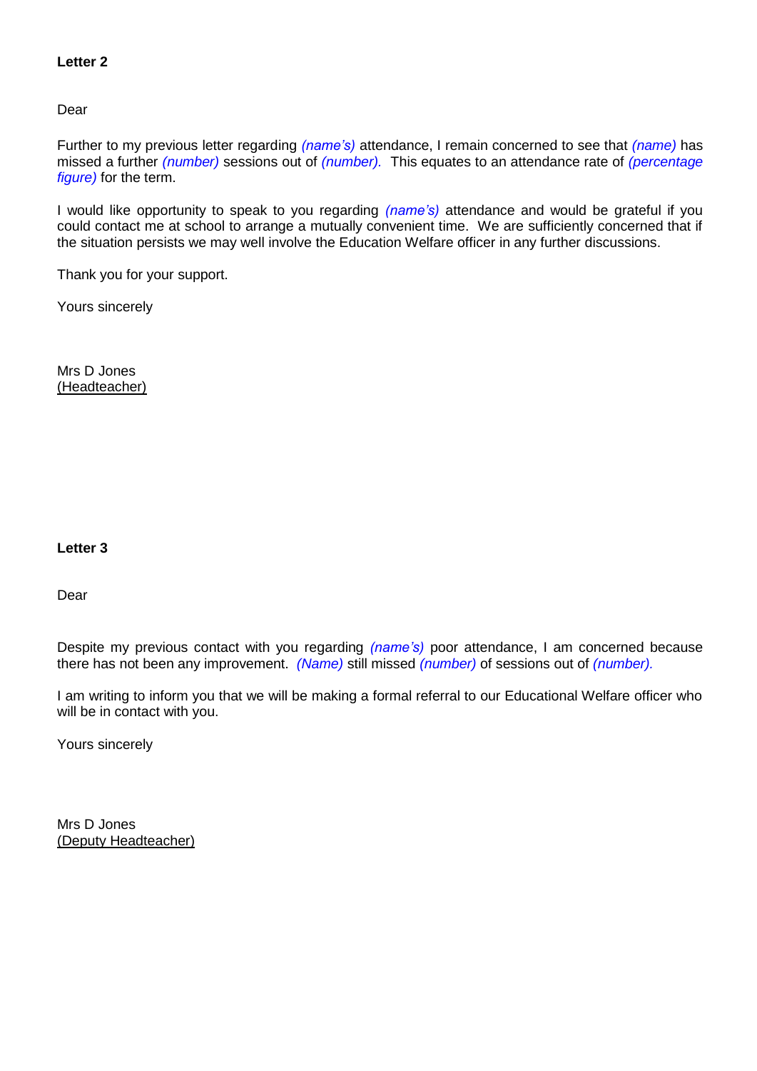**Letter 2**

Dear

Further to my previous letter regarding *(name's)* attendance, I remain concerned to see that *(name)* has missed a further *(number)* sessions out of *(number)*. This equates to an attendance rate of *(percentage figure)* for the term.

I would like opportunity to speak to you regarding *(name's)* attendance and would be grateful if you could contact me at school to arrange a mutually convenient time. We are sufficiently concerned that if the situation persists we may well involve the Education Welfare officer in any further discussions.

Thank you for your support.

Yours sincerely

Mrs D Jones
(Headteacher)

**Letter 3**

Dear

Despite my previous contact with you regarding *(name's)* poor attendance, I am concerned because there has not been any improvement. *(Name)* still missed *(number)* of sessions out of *(number).*

I am writing to inform you that we will be making a formal referral to our Educational Welfare officer who will be in contact with you.

Yours sincerely

Mrs D Jones
(Deputy Headteacher)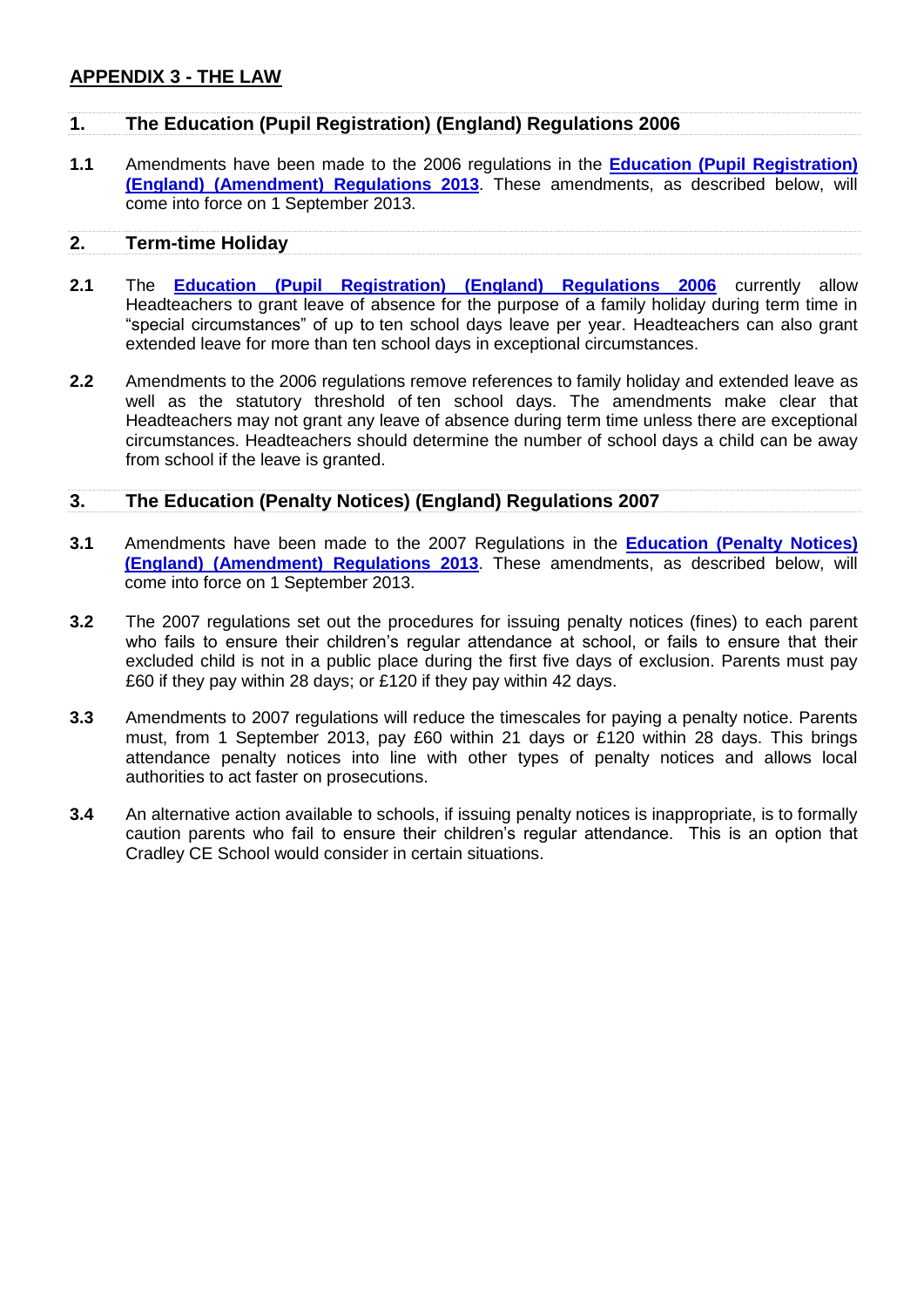## APPENDIX 3 - THE LAW

### 1. The Education (Pupil Registration) (England) Regulations 2006

**1.1** Amendments have been made to the 2006 regulations in the **Education (Pupil Registration) (England) (Amendment) Regulations 2013**. These amendments, as described below, will come into force on 1 September 2013.

### 2. Term-time Holiday

**2.1** The **Education (Pupil Registration) (England) Regulations 2006** currently allow Headteachers to grant leave of absence for the purpose of a family holiday during term time in "special circumstances" of up to ten school days leave per year. Headteachers can also grant extended leave for more than ten school days in exceptional circumstances.

**2.2** Amendments to the 2006 regulations remove references to family holiday and extended leave as well as the statutory threshold of ten school days. The amendments make clear that Headteachers may not grant any leave of absence during term time unless there are exceptional circumstances. Headteachers should determine the number of school days a child can be away from school if the leave is granted.

### 3. The Education (Penalty Notices) (England) Regulations 2007

**3.1** Amendments have been made to the 2007 Regulations in the **Education (Penalty Notices) (England) (Amendment) Regulations 2013**. These amendments, as described below, will come into force on 1 September 2013.

**3.2** The 2007 regulations set out the procedures for issuing penalty notices (fines) to each parent who fails to ensure their children's regular attendance at school, or fails to ensure that their excluded child is not in a public place during the first five days of exclusion. Parents must pay £60 if they pay within 28 days; or £120 if they pay within 42 days.

**3.3** Amendments to 2007 regulations will reduce the timescales for paying a penalty notice. Parents must, from 1 September 2013, pay £60 within 21 days or £120 within 28 days. This brings attendance penalty notices into line with other types of penalty notices and allows local authorities to act faster on prosecutions.

**3.4** An alternative action available to schools, if issuing penalty notices is inappropriate, is to formally caution parents who fail to ensure their children's regular attendance. This is an option that Cradley CE School would consider in certain situations.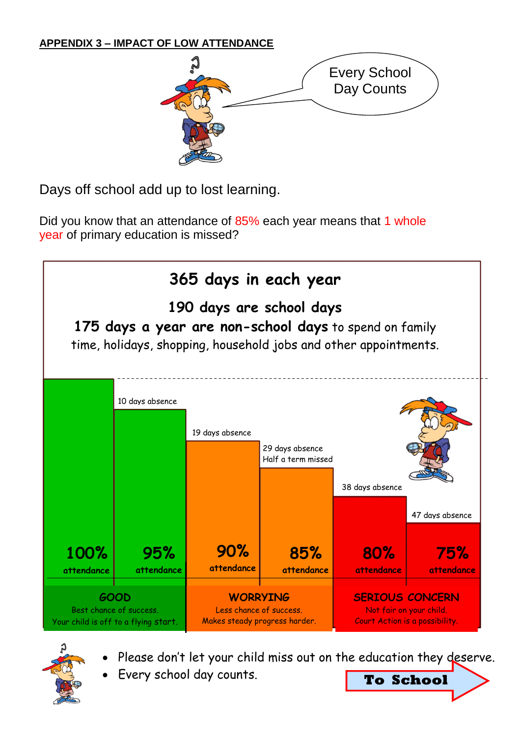## APPENDIX 3 – IMPACT OF LOW ATTENDANCE

Every School Day Counts

Days off school add up to lost learning.

Did you know that an attendance of 85% each year means that 1 whole year of primary education is missed?

**365 days in each year**

**190 days are school days**

**175 days a year are non-school days** to spend on family time, holidays, shopping, household jobs and other appointments.

| Attendance | Absence | Category |
|---|---|---|
| 100% attendance | | GOOD – Best chance of success. Your child is off to a flying start. |
| 95% attendance | 10 days absence | GOOD – Best chance of success. Your child is off to a flying start. |
| 90% attendance | 19 days absence | WORRYING – Less chance of success. Makes steady progress harder. |
| 85% attendance | 29 days absence, Half a term missed | WORRYING – Less chance of success. Makes steady progress harder. |
| 80% attendance | 38 days absence | SERIOUS CONCERN – Not fair on your child. Court Action is a possibility. |
| 75% attendance | 47 days absence | SERIOUS CONCERN – Not fair on your child. Court Action is a possibility. |

- Please don't let your child miss out on the education they deserve.
- Every school day counts.

**To School**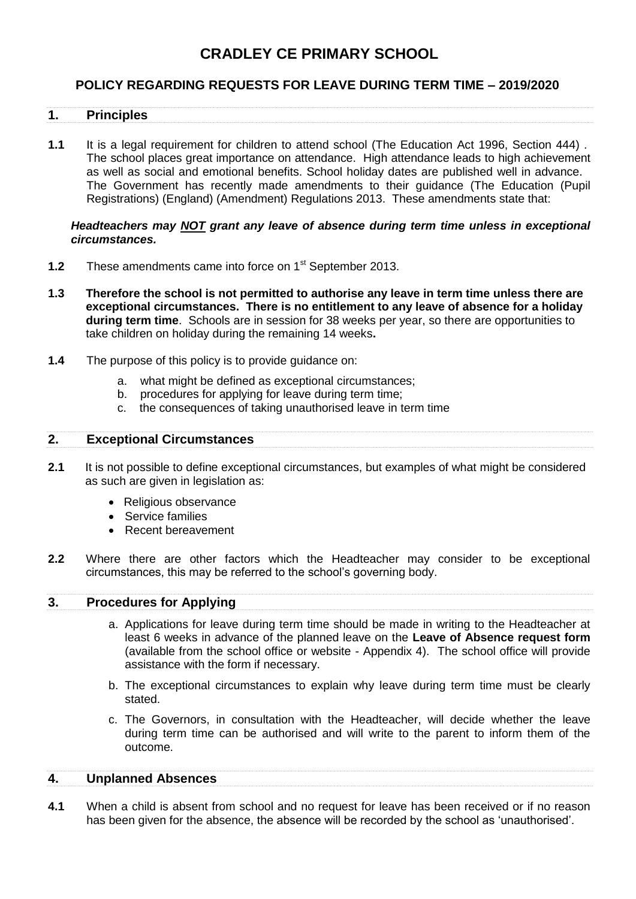# CRADLEY CE PRIMARY SCHOOL

## POLICY REGARDING REQUESTS FOR LEAVE DURING TERM TIME – 2019/2020

### 1. Principles

**1.1** It is a legal requirement for children to attend school (The Education Act 1996, Section 444) . The school places great importance on attendance. High attendance leads to high achievement as well as social and emotional benefits. School holiday dates are published well in advance. The Government has recently made amendments to their guidance (The Education (Pupil Registrations) (England) (Amendment) Regulations 2013. These amendments state that:

***Headteachers may NOT grant any leave of absence during term time unless in exceptional circumstances.***

**1.2** These amendments came into force on 1st September 2013.

**1.3** **Therefore the school is not permitted to authorise any leave in term time unless there are exceptional circumstances. There is no entitlement to any leave of absence for a holiday during term time**. Schools are in session for 38 weeks per year, so there are opportunities to take children on holiday during the remaining 14 weeks**.**

**1.4** The purpose of this policy is to provide guidance on:

a. what might be defined as exceptional circumstances;
b. procedures for applying for leave during term time;
c. the consequences of taking unauthorised leave in term time

### 2. Exceptional Circumstances

**2.1** It is not possible to define exceptional circumstances, but examples of what might be considered as such are given in legislation as:

- Religious observance
- Service families
- Recent bereavement

**2.2** Where there are other factors which the Headteacher may consider to be exceptional circumstances, this may be referred to the school's governing body.

### 3. Procedures for Applying

a. Applications for leave during term time should be made in writing to the Headteacher at least 6 weeks in advance of the planned leave on the **Leave of Absence request form** (available from the school office or website - Appendix 4). The school office will provide assistance with the form if necessary.

b. The exceptional circumstances to explain why leave during term time must be clearly stated.

c. The Governors, in consultation with the Headteacher, will decide whether the leave during term time can be authorised and will write to the parent to inform them of the outcome.

### 4. Unplanned Absences

**4.1** When a child is absent from school and no request for leave has been received or if no reason has been given for the absence, the absence will be recorded by the school as 'unauthorised'.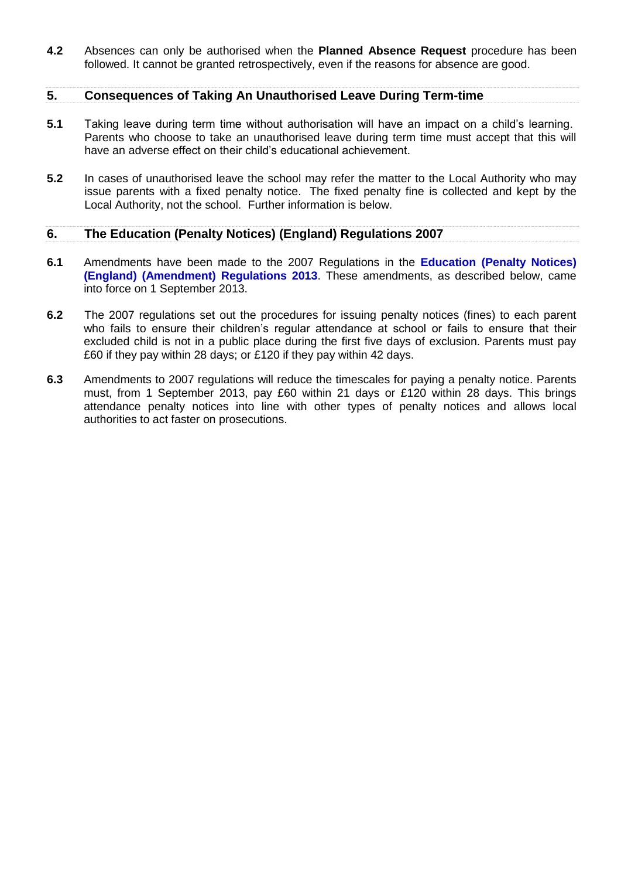**4.2** Absences can only be authorised when the **Planned Absence Request** procedure has been followed. It cannot be granted retrospectively, even if the reasons for absence are good.

## 5. Consequences of Taking An Unauthorised Leave During Term-time

**5.1** Taking leave during term time without authorisation will have an impact on a child's learning. Parents who choose to take an unauthorised leave during term time must accept that this will have an adverse effect on their child's educational achievement.

**5.2** In cases of unauthorised leave the school may refer the matter to the Local Authority who may issue parents with a fixed penalty notice. The fixed penalty fine is collected and kept by the Local Authority, not the school. Further information is below.

## 6. The Education (Penalty Notices) (England) Regulations 2007

**6.1** Amendments have been made to the 2007 Regulations in the **Education (Penalty Notices) (England) (Amendment) Regulations 2013**. These amendments, as described below, came into force on 1 September 2013.

**6.2** The 2007 regulations set out the procedures for issuing penalty notices (fines) to each parent who fails to ensure their children's regular attendance at school or fails to ensure that their excluded child is not in a public place during the first five days of exclusion. Parents must pay £60 if they pay within 28 days; or £120 if they pay within 42 days.

**6.3** Amendments to 2007 regulations will reduce the timescales for paying a penalty notice. Parents must, from 1 September 2013, pay £60 within 21 days or £120 within 28 days. This brings attendance penalty notices into line with other types of penalty notices and allows local authorities to act faster on prosecutions.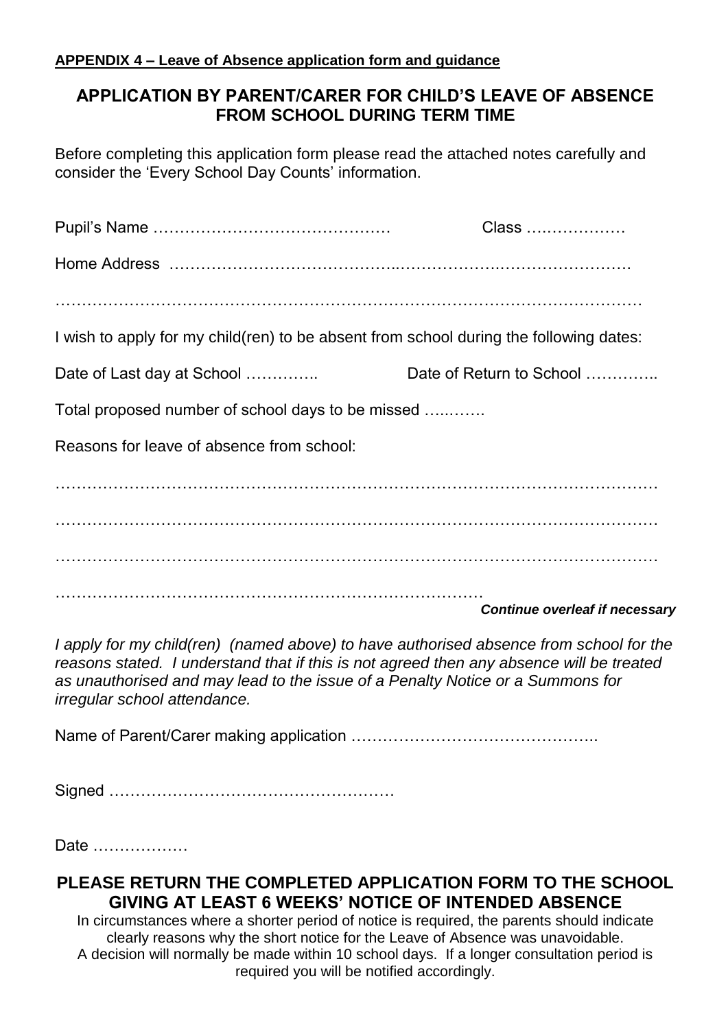**APPENDIX 4 – Leave of Absence application form and guidance**

## APPLICATION BY PARENT/CARER FOR CHILD'S LEAVE OF ABSENCE FROM SCHOOL DURING TERM TIME

Before completing this application form please read the attached notes carefully and consider the 'Every School Day Counts' information.

Pupil's Name ……………………………………… Class ………………

Home Address ……………………………………………………………………………

…………………………………………………………………………………………………

I wish to apply for my child(ren) to be absent from school during the following dates:

Date of Last day at School ………….. Date of Return to School …………..

Total proposed number of school days to be missed ……….

Reasons for leave of absence from school:

…………………………………………………………………………………………………

…………………………………………………………………………………………………

…………………………………………………………………………………………………

………………………………………………………………………

***Continue overleaf if necessary***

*I apply for my child(ren) (named above) to have authorised absence from school for the reasons stated. I understand that if this is not agreed then any absence will be treated as unauthorised and may lead to the issue of a Penalty Notice or a Summons for irregular school attendance.*

Name of Parent/Carer making application ………………………………………..

Signed ………………………………………………

Date ………………

**PLEASE RETURN THE COMPLETED APPLICATION FORM TO THE SCHOOL GIVING AT LEAST 6 WEEKS' NOTICE OF INTENDED ABSENCE**

In circumstances where a shorter period of notice is required, the parents should indicate clearly reasons why the short notice for the Leave of Absence was unavoidable. A decision will normally be made within 10 school days. If a longer consultation period is required you will be notified accordingly.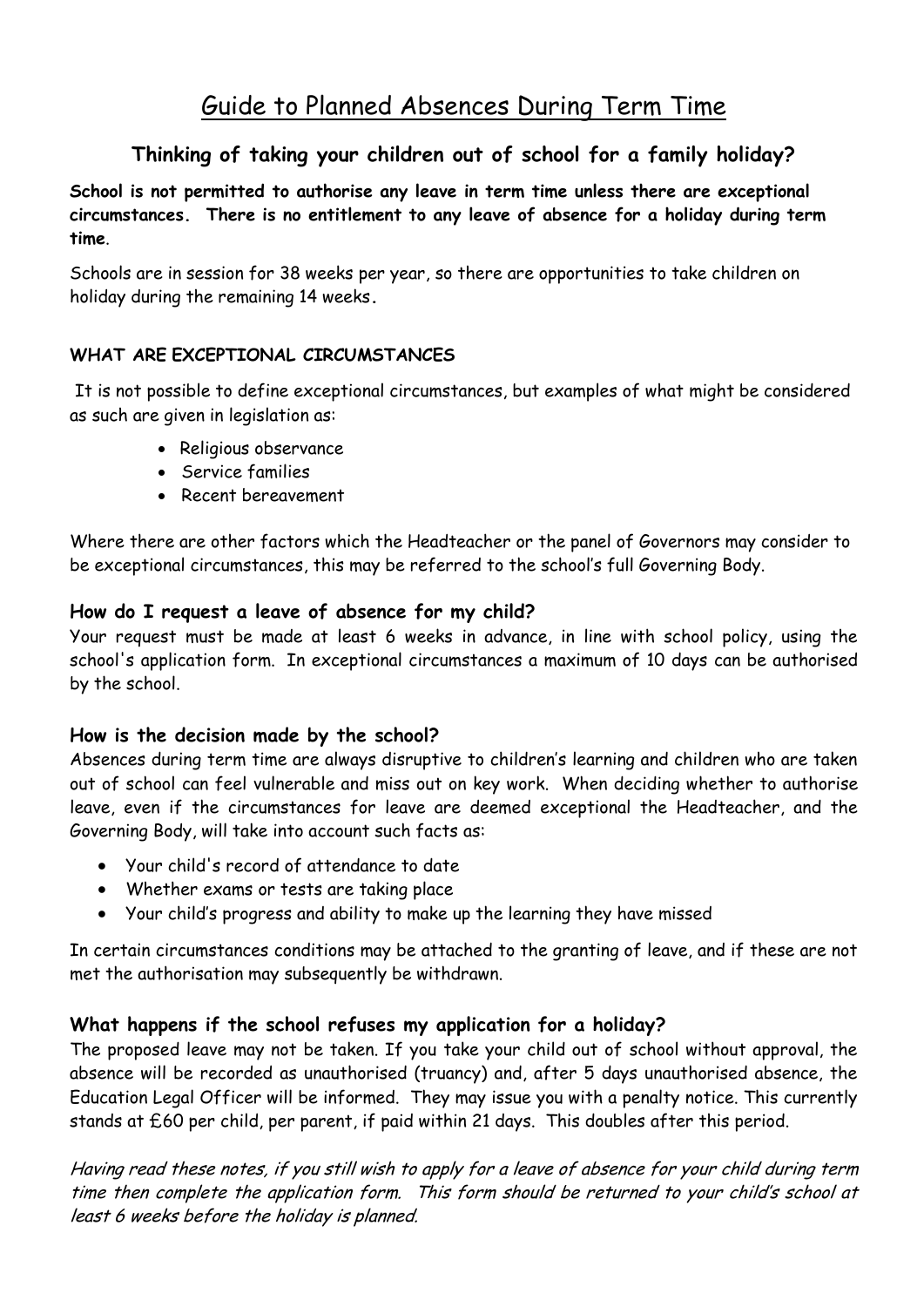# Guide to Planned Absences During Term Time

## Thinking of taking your children out of school for a family holiday?

**School is not permitted to authorise any leave in term time unless there are exceptional circumstances. There is no entitlement to any leave of absence for a holiday during term time.**

Schools are in session for 38 weeks per year, so there are opportunities to take children on holiday during the remaining 14 weeks.

### WHAT ARE EXCEPTIONAL CIRCUMSTANCES

It is not possible to define exceptional circumstances, but examples of what might be considered as such are given in legislation as:

- Religious observance
- Service families
- Recent bereavement

Where there are other factors which the Headteacher or the panel of Governors may consider to be exceptional circumstances, this may be referred to the school's full Governing Body.

### How do I request a leave of absence for my child?

Your request must be made at least 6 weeks in advance, in line with school policy, using the school's application form. In exceptional circumstances a maximum of 10 days can be authorised by the school.

### How is the decision made by the school?

Absences during term time are always disruptive to children's learning and children who are taken out of school can feel vulnerable and miss out on key work. When deciding whether to authorise leave, even if the circumstances for leave are deemed exceptional the Headteacher, and the Governing Body, will take into account such facts as:

- Your child's record of attendance to date
- Whether exams or tests are taking place
- Your child's progress and ability to make up the learning they have missed

In certain circumstances conditions may be attached to the granting of leave, and if these are not met the authorisation may subsequently be withdrawn.

### What happens if the school refuses my application for a holiday?

The proposed leave may not be taken. If you take your child out of school without approval, the absence will be recorded as unauthorised (truancy) and, after 5 days unauthorised absence, the Education Legal Officer will be informed. They may issue you with a penalty notice. This currently stands at £60 per child, per parent, if paid within 21 days. This doubles after this period.

*Having read these notes, if you still wish to apply for a leave of absence for your child during term time then complete the application form. This form should be returned to your child's school at least 6 weeks before the holiday is planned.*